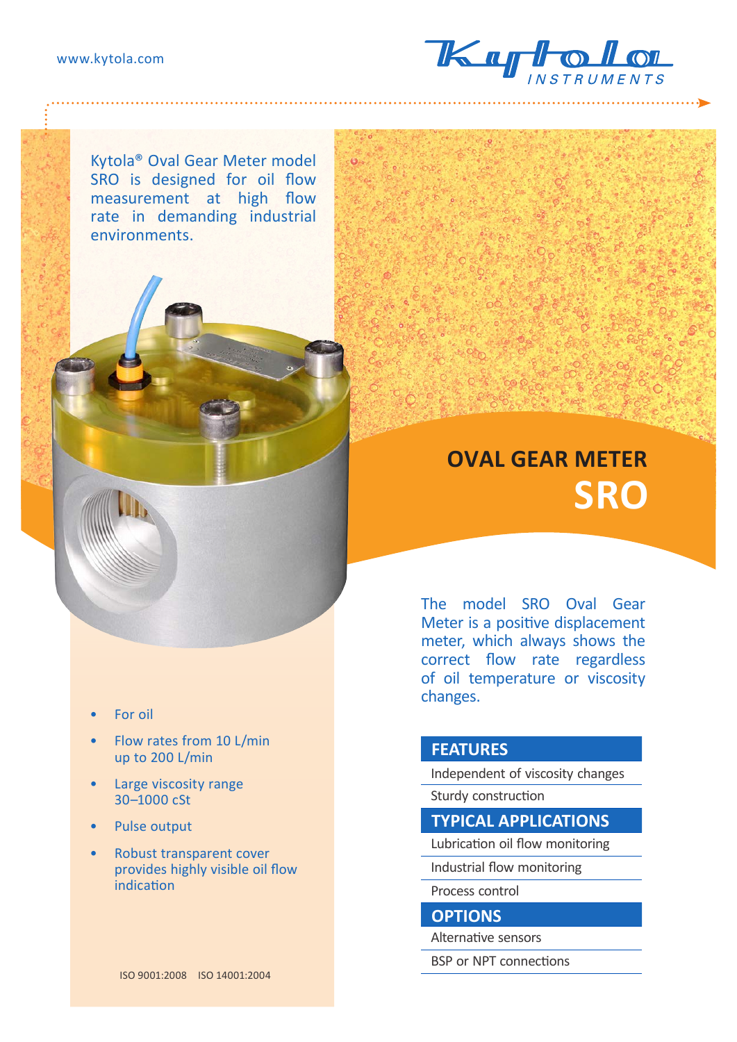www.kytola.com

Kytola® Oval Gear Meter model SRO is designed for oil flow measurement at high flow rate in demanding industrial environments.

# OVAL GEAR METER SRO

The model SRO Oval Gear Meter is a positive displacement meter, which always shows the correct flow rate regardless of oil temperature or viscosity changes.

- For oil
- Flow rates from 10 L/min up to 200 L/min
- Large viscosity range 30–1000 cSt
- Pulse output
- Robust transparent cover provides highly visible oil flow indication

## FEATURES

- Independent of viscosity changes
- Sturdy construction

## TYPICAL APPLICATIONS

- Lubrication oil flow monitoring
- Industrial flow monitoring
- Process control

## OPTIONS

- Alternative sensors
- BSP or NPT connections

ISO 9001:2008 ISO 14001:2004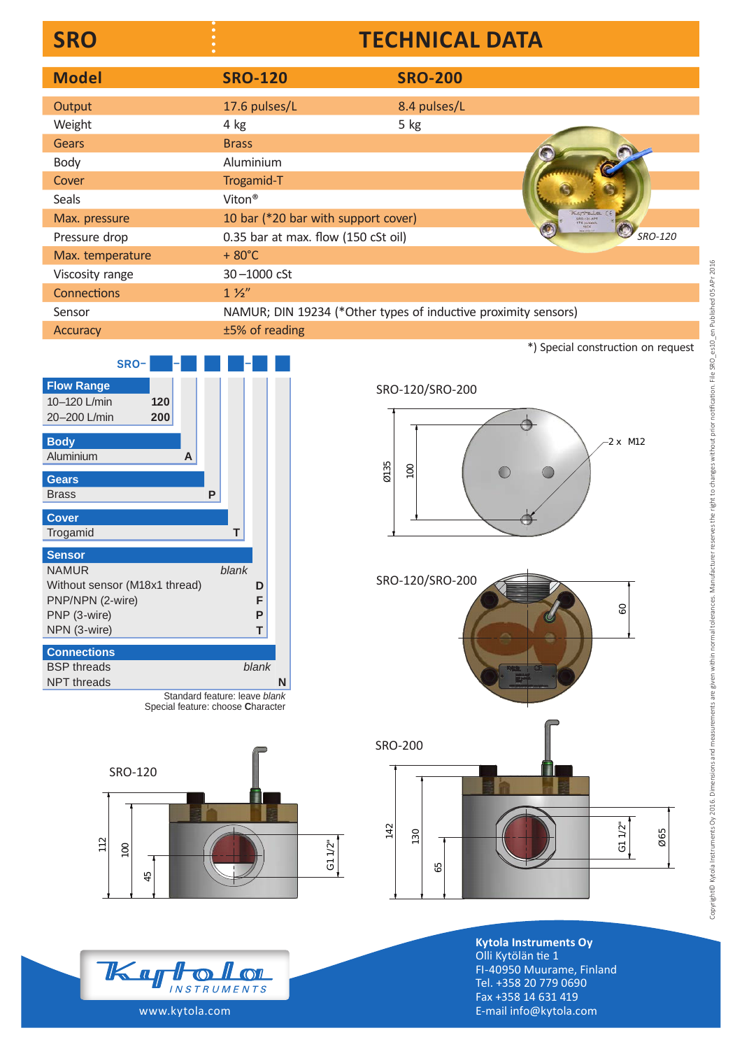# SRO — TECHNICAL DATA

| Model | SRO-120 | SRO-200 |
|---|---|---|
| Output | 17.6 pulses/L | 8.4 pulses/L |
| Weight | 4 kg | 5 kg |
| Gears | Brass | |
| Body | Aluminium | |
| Cover | Trogamid-T | |
| Seals | Viton® | |
| Max. pressure | 10 bar (*20 bar with support cover) | |
| Pressure drop | 0.35 bar at max. flow (150 cSt oil) | |
| Max. temperature | + 80°C | |
| Viscosity range | 30 –1000 cSt | |
| Connections | 1 ½" | |
| Sensor | NAMUR; DIN 19234 (*Other types of inductive proximity sensors) | |
| Accuracy | ±5% of reading | |

SRO-120

*) Special construction on request

SRO- ■-■ ■ ■-■ ■

| Flow Range | |
|---|---|
| 10–120 L/min | 120 |
| 20–200 L/min | 200 |
| **Body** | |
| Aluminium | A |
| **Gears** | |
| Brass | P |
| **Cover** | |
| Trogamid | T |
| **Sensor** | |
| NAMUR | *blank* |
| Without sensor (M18x1 thread) | D |
| PNP/NPN (2-wire) | F |
| PNP (3-wire) | P |
| NPN (3-wire) | T |
| **Connections** | |
| BSP threads | *blank* |
| NPT threads | N |

Standard feature: leave *blank*
Special feature: choose **C**haracter

SRO-120/SRO-200

Ø135
100
2 x M12

SRO-120/SRO-200

60

SRO-120

112
100
45
G1 1/2"

SRO-200

142
130
65
G1 1/2"
Ø65

Copyright© Kytola Instruments Oy 2016. Dimensions and measurements are given within normal tolerances. Manufacturer reserves the right to changes without prior notification. File SRO_es10_en Published 05 APr 2016

Kytola INSTRUMENTS

www.kytola.com

**Kytola Instruments Oy**
Olli Kytölän tie 1
FI-40950 Muurame, Finland
Tel. +358 20 779 0690
Fax +358 14 631 419
E-mail info@kytola.com